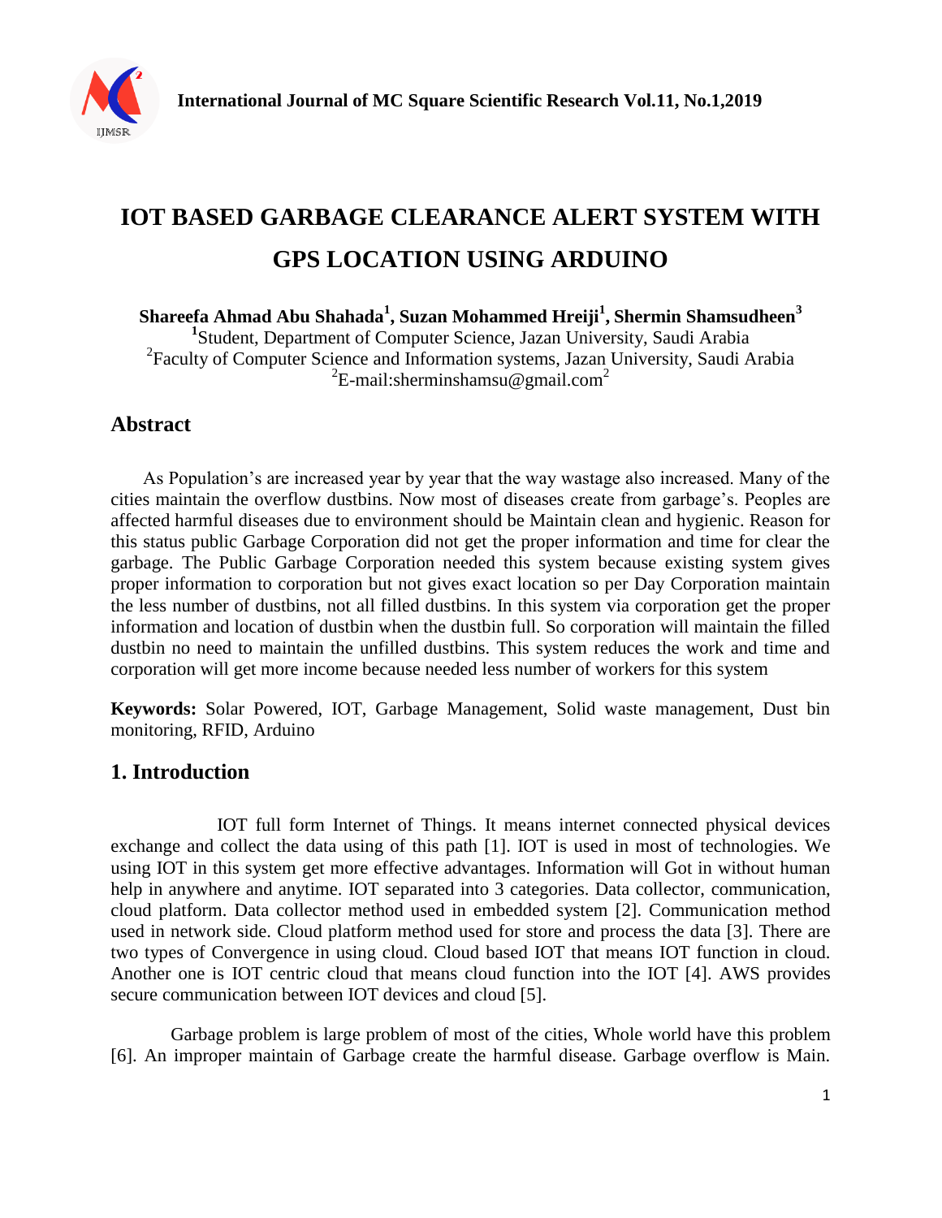# IOT BASED GARBAGE CLEARANCE ALERT SYSTEM WITH GPS LOCATION USING ARDUINO

**Shareefa Ahmad Abu Shahada[1], Suzan Mohammed Hreiji[1], Shermin Shamsudheen[3]**

[1]Student, Department of Computer Science, Jazan University, Saudi Arabia

[2]Faculty of Computer Science and Information systems, Jazan University, Saudi Arabia

[2]E-mail:sherminshamsu@gmail.com[2]

## Abstract

As Population's are increased year by year that the way wastage also increased. Many of the cities maintain the overflow dustbins. Now most of diseases create from garbage's. Peoples are affected harmful diseases due to environment should be Maintain clean and hygienic. Reason for this status public Garbage Corporation did not get the proper information and time for clear the garbage. The Public Garbage Corporation needed this system because existing system gives proper information to corporation but not gives exact location so per Day Corporation maintain the less number of dustbins, not all filled dustbins. In this system via corporation get the proper information and location of dustbin when the dustbin full. So corporation will maintain the filled dustbin no need to maintain the unfilled dustbins. This system reduces the work and time and corporation will get more income because needed less number of workers for this system

**Keywords:** Solar Powered, IOT, Garbage Management, Solid waste management, Dust bin monitoring, RFID, Arduino

## 1. Introduction

IOT full form Internet of Things. It means internet connected physical devices exchange and collect the data using of this path [1]. IOT is used in most of technologies. We using IOT in this system get more effective advantages. Information will Got in without human help in anywhere and anytime. IOT separated into 3 categories. Data collector, communication, cloud platform. Data collector method used in embedded system [2]. Communication method used in network side. Cloud platform method used for store and process the data [3]. There are two types of Convergence in using cloud. Cloud based IOT that means IOT function in cloud. Another one is IOT centric cloud that means cloud function into the IOT [4]. AWS provides secure communication between IOT devices and cloud [5].

Garbage problem is large problem of most of the cities, Whole world have this problem [6]. An improper maintain of Garbage create the harmful disease. Garbage overflow is Main.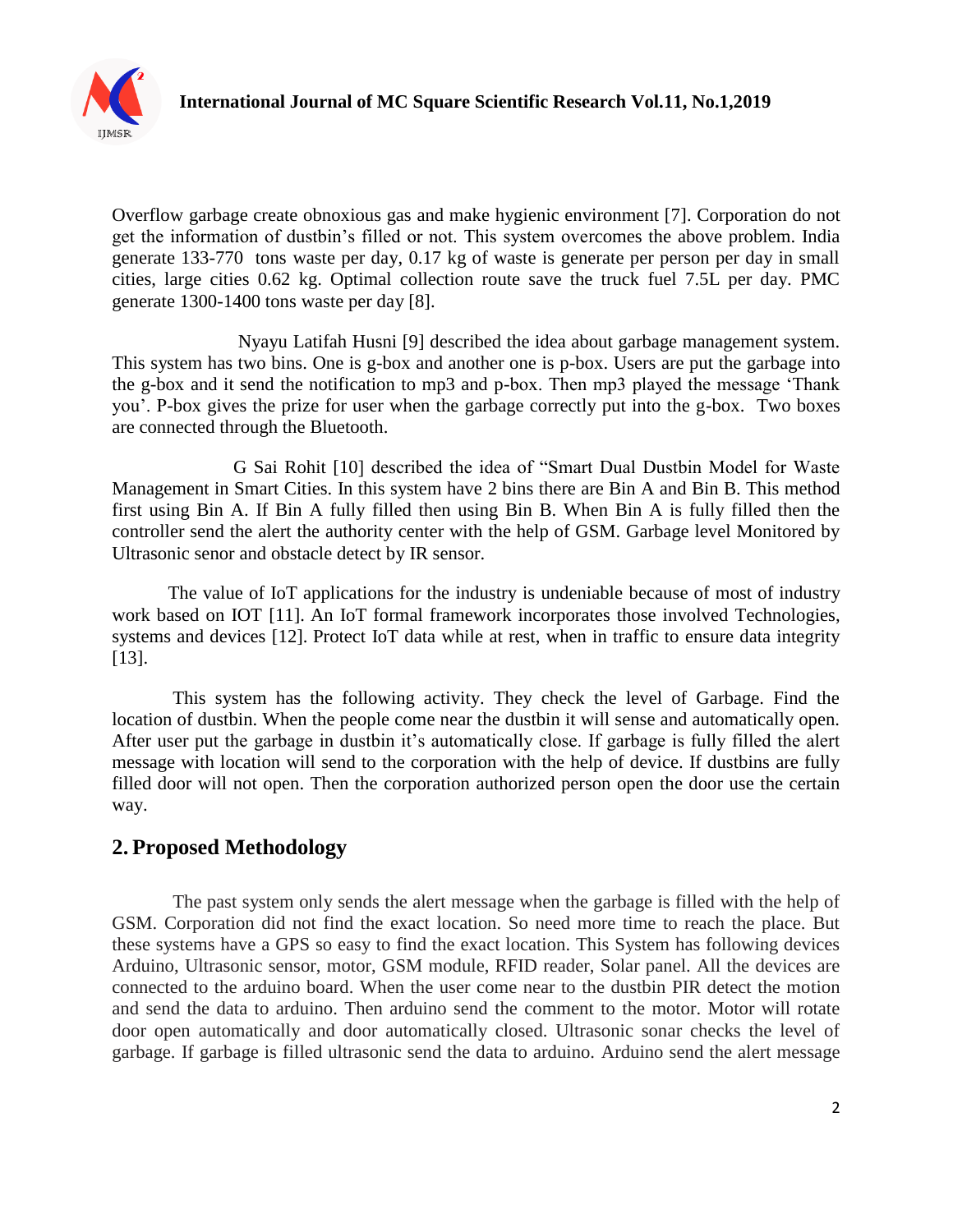Overflow garbage create obnoxious gas and make hygienic environment [7]. Corporation do not get the information of dustbin's filled or not. This system overcomes the above problem. India generate 133-770 tons waste per day, 0.17 kg of waste is generate per person per day in small cities, large cities 0.62 kg. Optimal collection route save the truck fuel 7.5L per day. PMC generate 1300-1400 tons waste per day [8].

Nyayu Latifah Husni [9] described the idea about garbage management system. This system has two bins. One is g-box and another one is p-box. Users are put the garbage into the g-box and it send the notification to mp3 and p-box. Then mp3 played the message 'Thank you'. P-box gives the prize for user when the garbage correctly put into the g-box. Two boxes are connected through the Bluetooth.

G Sai Rohit [10] described the idea of "Smart Dual Dustbin Model for Waste Management in Smart Cities. In this system have 2 bins there are Bin A and Bin B. This method first using Bin A. If Bin A fully filled then using Bin B. When Bin A is fully filled then the controller send the alert the authority center with the help of GSM. Garbage level Monitored by Ultrasonic senor and obstacle detect by IR sensor.

The value of IoT applications for the industry is undeniable because of most of industry work based on IOT [11]. An IoT formal framework incorporates those involved Technologies, systems and devices [12]. Protect IoT data while at rest, when in traffic to ensure data integrity [13].

This system has the following activity. They check the level of Garbage. Find the location of dustbin. When the people come near the dustbin it will sense and automatically open. After user put the garbage in dustbin it's automatically close. If garbage is fully filled the alert message with location will send to the corporation with the help of device. If dustbins are fully filled door will not open. Then the corporation authorized person open the door use the certain way.

## 2. Proposed Methodology

The past system only sends the alert message when the garbage is filled with the help of GSM. Corporation did not find the exact location. So need more time to reach the place. But these systems have a GPS so easy to find the exact location. This System has following devices Arduino, Ultrasonic sensor, motor, GSM module, RFID reader, Solar panel. All the devices are connected to the arduino board. When the user come near to the dustbin PIR detect the motion and send the data to arduino. Then arduino send the comment to the motor. Motor will rotate door open automatically and door automatically closed. Ultrasonic sonar checks the level of garbage. If garbage is filled ultrasonic send the data to arduino. Arduino send the alert message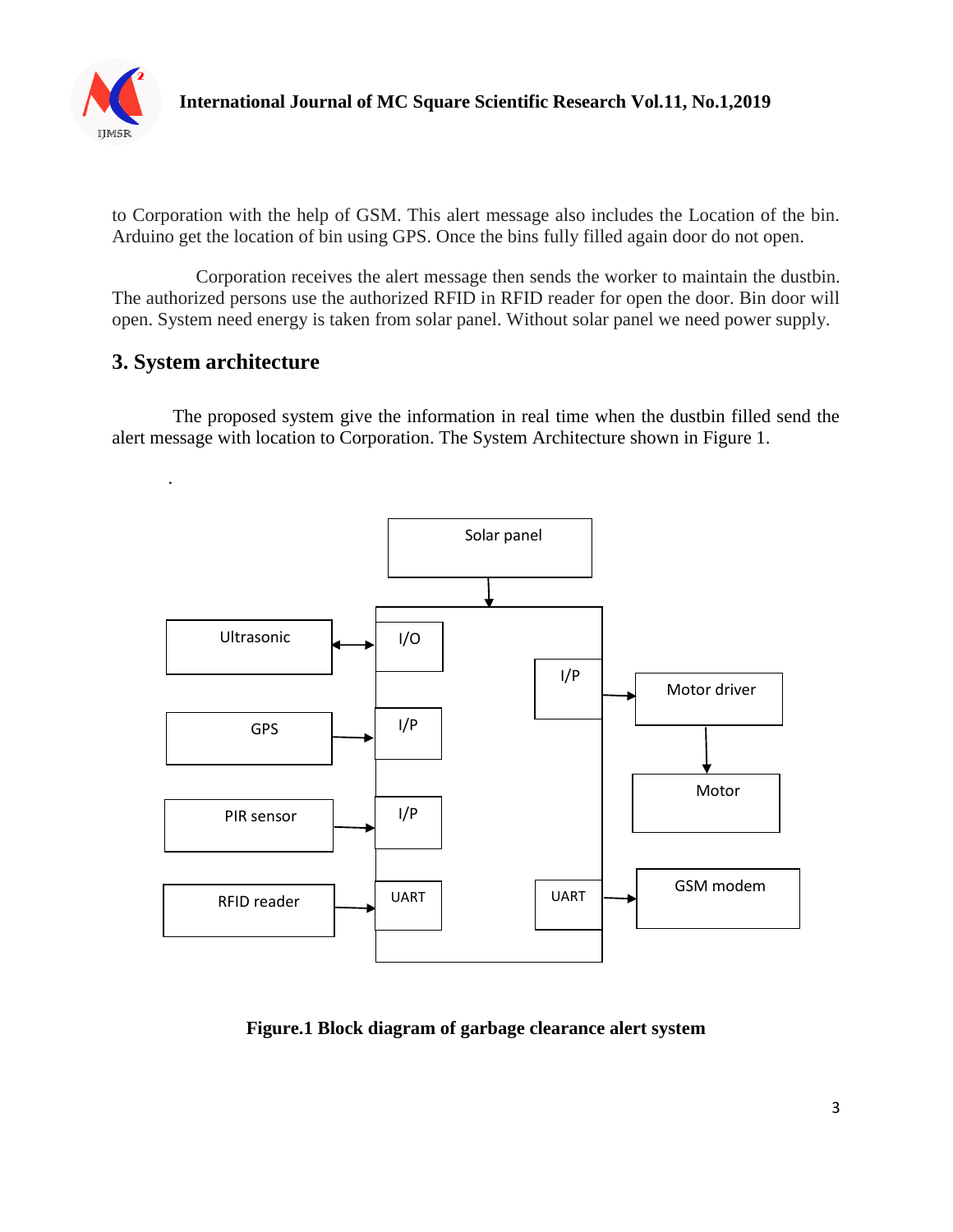to Corporation with the help of GSM. This alert message also includes the Location of the bin. Arduino get the location of bin using GPS. Once the bins fully filled again door do not open.

Corporation receives the alert message then sends the worker to maintain the dustbin. The authorized persons use the authorized RFID in RFID reader for open the door. Bin door will open. System need energy is taken from solar panel. Without solar panel we need power supply.

## 3. System architecture

The proposed system give the information in real time when the dustbin filled send the alert message with location to Corporation. The System Architecture shown in Figure 1.

.

**Figure.1 Block diagram of garbage clearance alert system**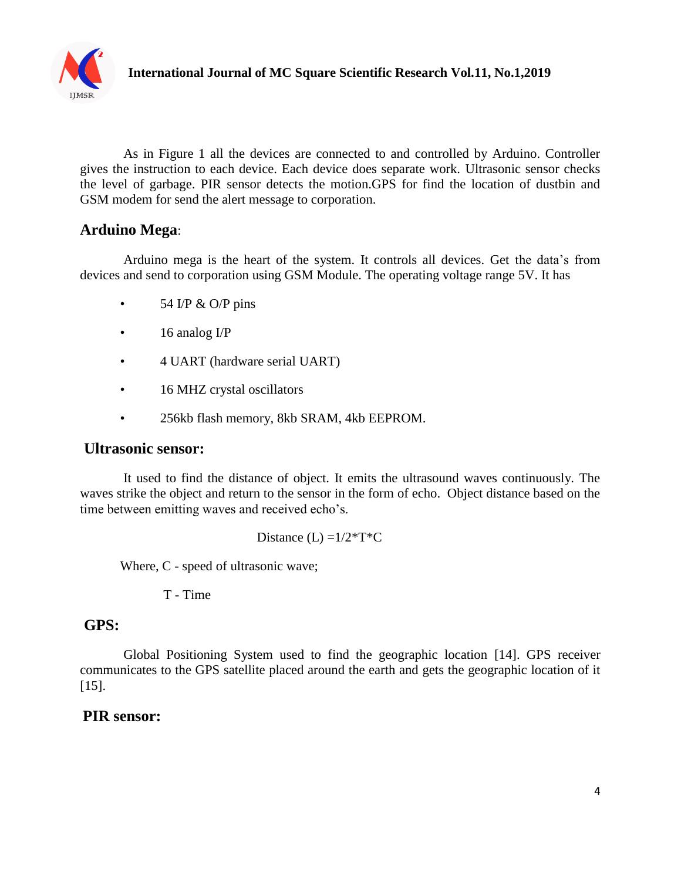As in Figure 1 all the devices are connected to and controlled by Arduino. Controller gives the instruction to each device. Each device does separate work. Ultrasonic sensor checks the level of garbage. PIR sensor detects the motion.GPS for find the location of dustbin and GSM modem for send the alert message to corporation.

## Arduino Mega:

Arduino mega is the heart of the system. It controls all devices. Get the data's from devices and send to corporation using GSM Module. The operating voltage range 5V. It has

- 54 I/P & O/P pins
- 16 analog I/P
- 4 UART (hardware serial UART)
- 16 MHZ crystal oscillators
- 256kb flash memory, 8kb SRAM, 4kb EEPROM.

## Ultrasonic sensor:

It used to find the distance of object. It emits the ultrasound waves continuously. The waves strike the object and return to the sensor in the form of echo. Object distance based on the time between emitting waves and received echo's.

$$\text{Distance } (L) = 1/2 * T * C$$

Where, C - speed of ultrasonic wave;

T - Time

## GPS:

Global Positioning System used to find the geographic location [14]. GPS receiver communicates to the GPS satellite placed around the earth and gets the geographic location of it [15].

## PIR sensor: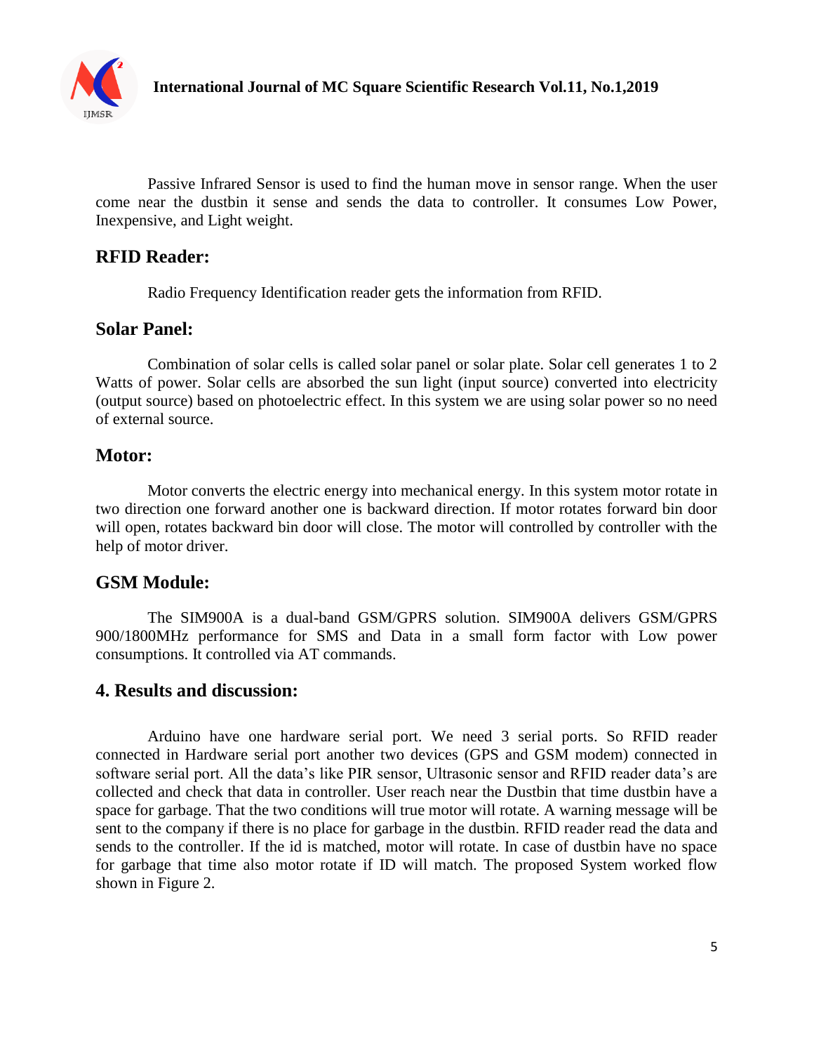Passive Infrared Sensor is used to find the human move in sensor range. When the user come near the dustbin it sense and sends the data to controller. It consumes Low Power, Inexpensive, and Light weight.

## RFID Reader:

Radio Frequency Identification reader gets the information from RFID.

## Solar Panel:

Combination of solar cells is called solar panel or solar plate. Solar cell generates 1 to 2 Watts of power. Solar cells are absorbed the sun light (input source) converted into electricity (output source) based on photoelectric effect. In this system we are using solar power so no need of external source.

## Motor:

Motor converts the electric energy into mechanical energy. In this system motor rotate in two direction one forward another one is backward direction. If motor rotates forward bin door will open, rotates backward bin door will close. The motor will controlled by controller with the help of motor driver.

## GSM Module:

The SIM900A is a dual-band GSM/GPRS solution. SIM900A delivers GSM/GPRS 900/1800MHz performance for SMS and Data in a small form factor with Low power consumptions. It controlled via AT commands.

## 4. Results and discussion:

Arduino have one hardware serial port. We need 3 serial ports. So RFID reader connected in Hardware serial port another two devices (GPS and GSM modem) connected in software serial port. All the data's like PIR sensor, Ultrasonic sensor and RFID reader data's are collected and check that data in controller. User reach near the Dustbin that time dustbin have a space for garbage. That the two conditions will true motor will rotate. A warning message will be sent to the company if there is no place for garbage in the dustbin. RFID reader read the data and sends to the controller. If the id is matched, motor will rotate. In case of dustbin have no space for garbage that time also motor rotate if ID will match. The proposed System worked flow shown in Figure 2.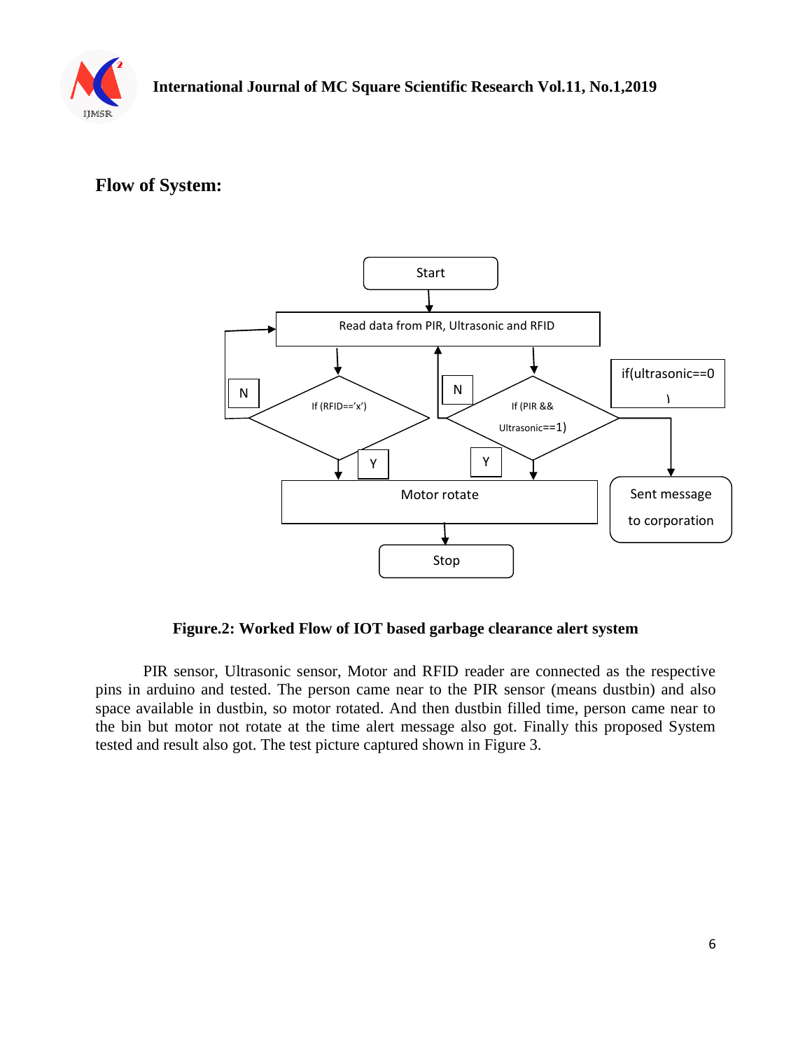## Flow of System:

**Figure.2: Worked Flow of IOT based garbage clearance alert system**

PIR sensor, Ultrasonic sensor, Motor and RFID reader are connected as the respective pins in arduino and tested. The person came near to the PIR sensor (means dustbin) and also space available in dustbin, so motor rotated. And then dustbin filled time, person came near to the bin but motor not rotate at the time alert message also got. Finally this proposed System tested and result also got. The test picture captured shown in Figure 3.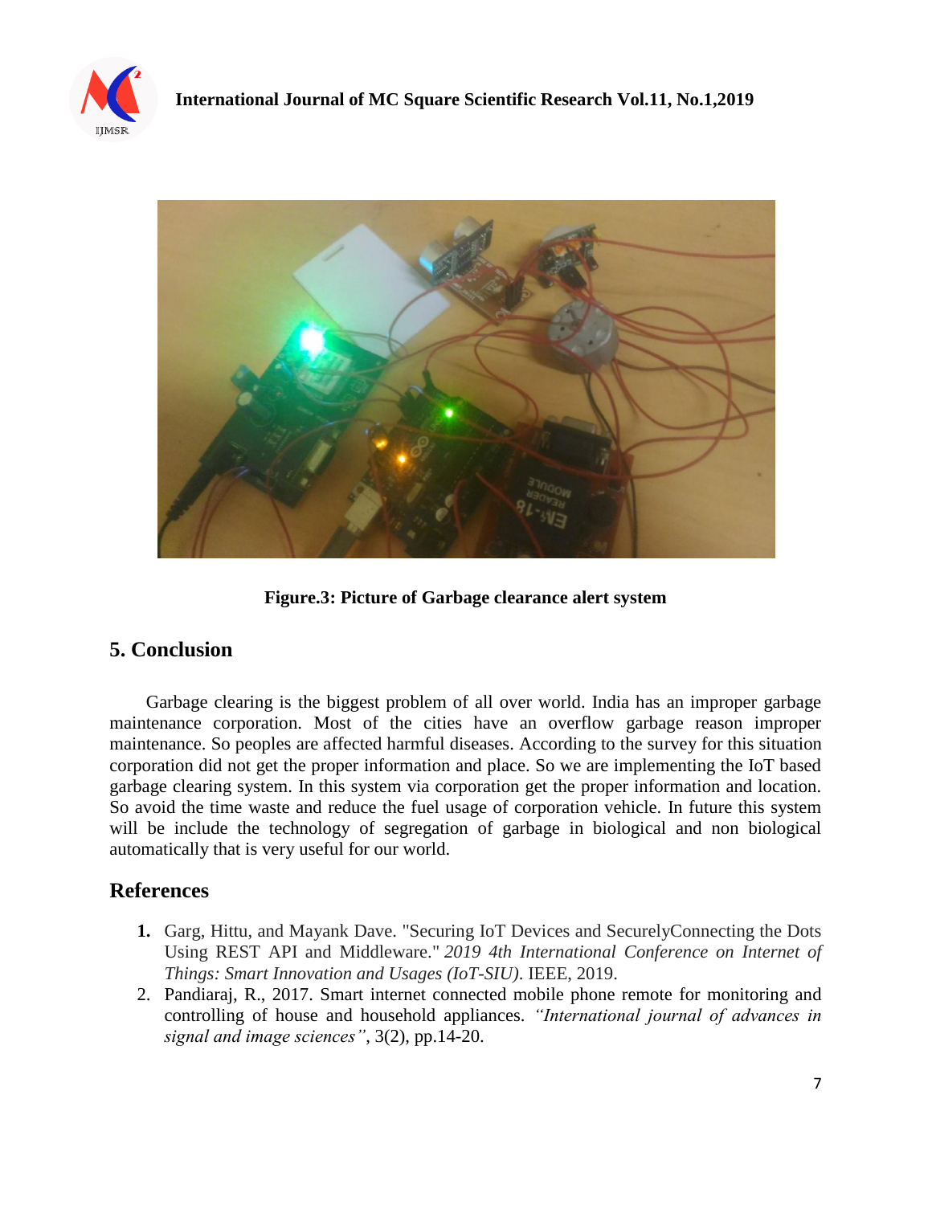**Figure.3: Picture of Garbage clearance alert system**

## 5. Conclusion

Garbage clearing is the biggest problem of all over world. India has an improper garbage maintenance corporation. Most of the cities have an overflow garbage reason improper maintenance. So peoples are affected harmful diseases. According to the survey for this situation corporation did not get the proper information and place. So we are implementing the IoT based garbage clearing system. In this system via corporation get the proper information and location. So avoid the time waste and reduce the fuel usage of corporation vehicle. In future this system will be include the technology of segregation of garbage in biological and non biological automatically that is very useful for our world.

## References

1. Garg, Hittu, and Mayank Dave. "Securing IoT Devices and SecurelyConnecting the Dots Using REST API and Middleware." *2019 4th International Conference on Internet of Things: Smart Innovation and Usages (IoT-SIU)*. IEEE, 2019.
2. Pandiaraj, R., 2017. Smart internet connected mobile phone remote for monitoring and controlling of house and household appliances. *"International journal of advances in signal and image sciences"*, 3(2), pp.14-20.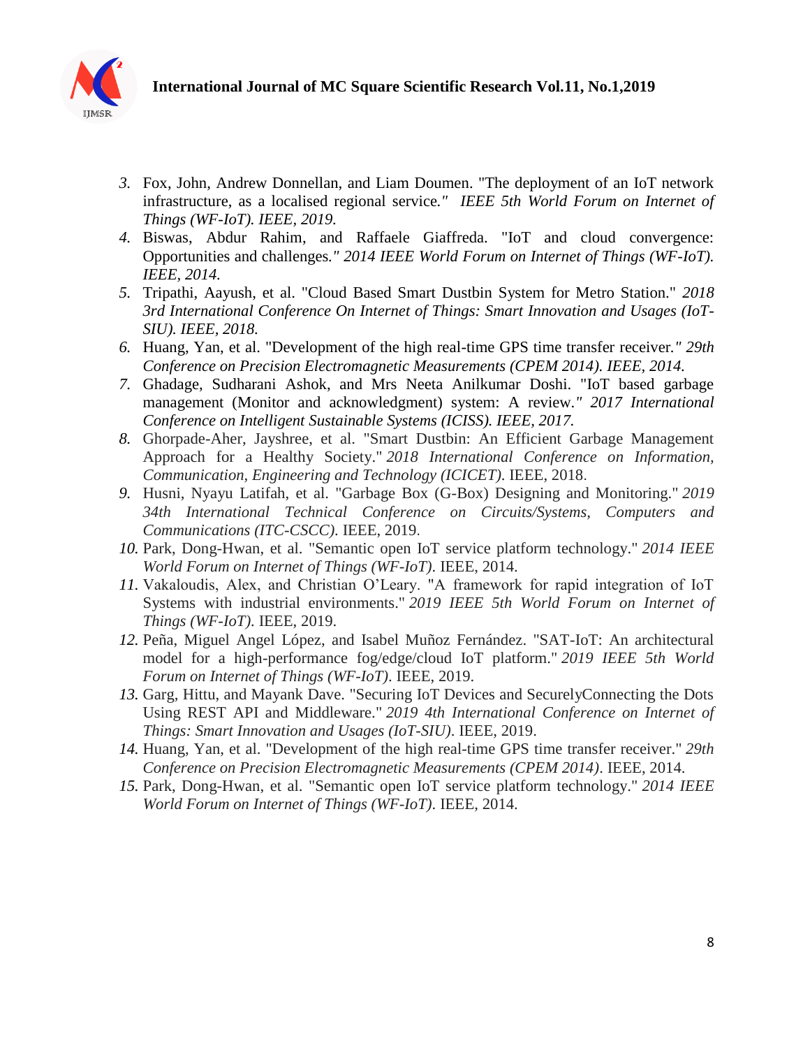3. Fox, John, Andrew Donnellan, and Liam Doumen. "The deployment of an IoT network infrastructure, as a localised regional service." *IEEE 5th World Forum on Internet of Things (WF-IoT). IEEE, 2019.*
4. Biswas, Abdur Rahim, and Raffaele Giaffreda. "IoT and cloud convergence: Opportunities and challenges." *2014 IEEE World Forum on Internet of Things (WF-IoT). IEEE, 2014.*
5. Tripathi, Aayush, et al. "Cloud Based Smart Dustbin System for Metro Station." *2018 3rd International Conference On Internet of Things: Smart Innovation and Usages (IoT-SIU). IEEE, 2018.*
6. Huang, Yan, et al. "Development of the high real-time GPS time transfer receiver." *29th Conference on Precision Electromagnetic Measurements (CPEM 2014). IEEE, 2014.*
7. Ghadage, Sudharani Ashok, and Mrs Neeta Anilkumar Doshi. "IoT based garbage management (Monitor and acknowledgment) system: A review." *2017 International Conference on Intelligent Sustainable Systems (ICISS). IEEE, 2017.*
8. Ghorpade-Aher, Jayshree, et al. "Smart Dustbin: An Efficient Garbage Management Approach for a Healthy Society." *2018 International Conference on Information, Communication, Engineering and Technology (ICICET)*. IEEE, 2018.
9. Husni, Nyayu Latifah, et al. "Garbage Box (G-Box) Designing and Monitoring." *2019 34th International Technical Conference on Circuits/Systems, Computers and Communications (ITC-CSCC)*. IEEE, 2019.
10. Park, Dong-Hwan, et al. "Semantic open IoT service platform technology." *2014 IEEE World Forum on Internet of Things (WF-IoT)*. IEEE, 2014.
11. Vakaloudis, Alex, and Christian O'Leary. "A framework for rapid integration of IoT Systems with industrial environments." *2019 IEEE 5th World Forum on Internet of Things (WF-IoT)*. IEEE, 2019.
12. Peña, Miguel Angel López, and Isabel Muñoz Fernández. "SAT-IoT: An architectural model for a high-performance fog/edge/cloud IoT platform." *2019 IEEE 5th World Forum on Internet of Things (WF-IoT)*. IEEE, 2019.
13. Garg, Hittu, and Mayank Dave. "Securing IoT Devices and SecurelyConnecting the Dots Using REST API and Middleware." *2019 4th International Conference on Internet of Things: Smart Innovation and Usages (IoT-SIU)*. IEEE, 2019.
14. Huang, Yan, et al. "Development of the high real-time GPS time transfer receiver." *29th Conference on Precision Electromagnetic Measurements (CPEM 2014)*. IEEE, 2014.
15. Park, Dong-Hwan, et al. "Semantic open IoT service platform technology." *2014 IEEE World Forum on Internet of Things (WF-IoT)*. IEEE, 2014.